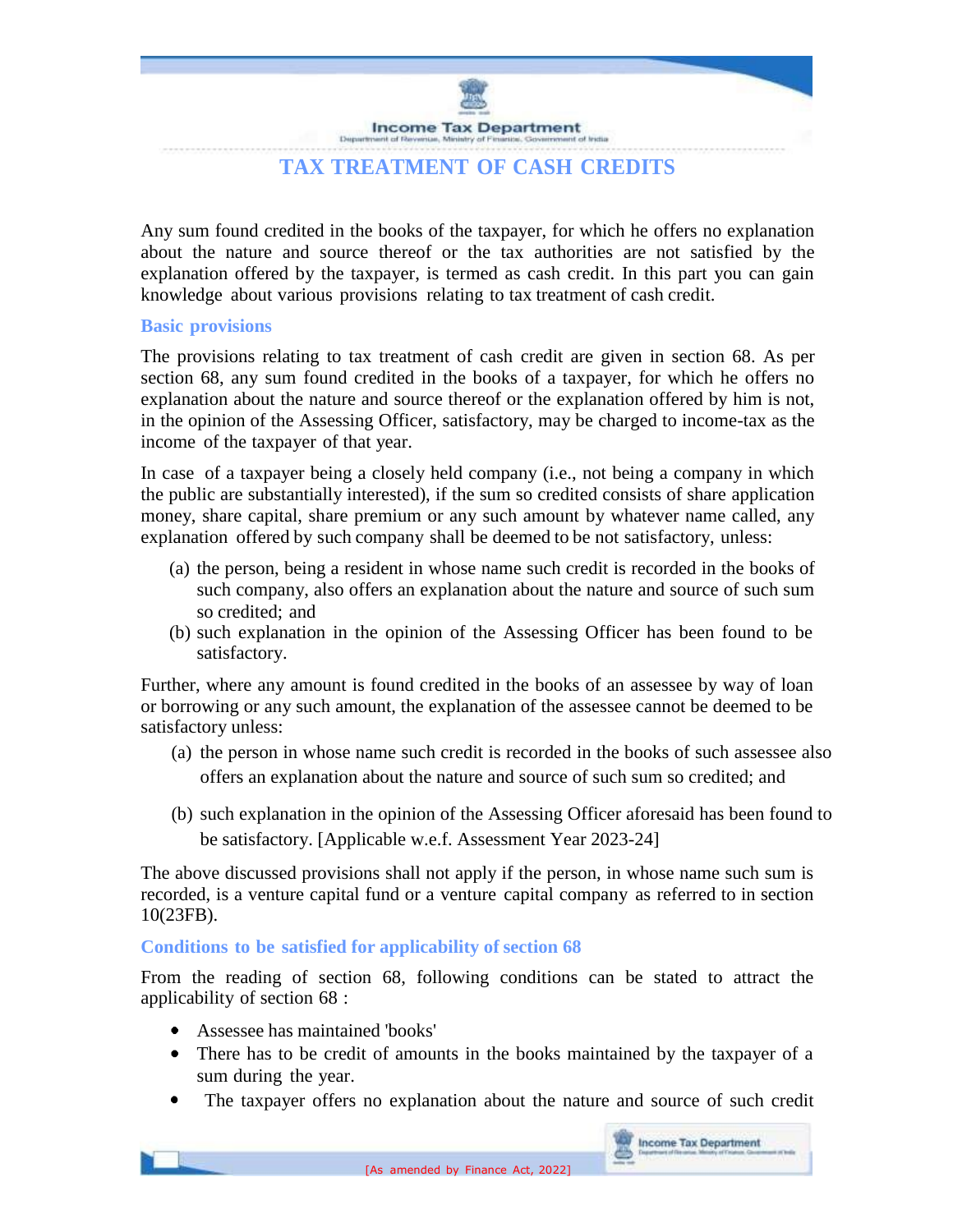# TAX TREATMENT OF CASH CREDITS

Any sum found credited in the books of the taxpayer, for which he offers no explanation about the nature and source thereof or the tax authorities are not satisfied by the explanation offered by the taxpayer, is termed as cash credit. In this part you can gain knowledge about various provisions relating to tax treatment of cash credit.

## Basic provisions

The provisions relating to tax treatment of cash credit are given in section 68. As per section 68, any sum found credited in the books of a taxpayer, for which he offers no explanation about the nature and source thereof or the explanation offered by him is not, in the opinion of the Assessing Officer, satisfactory, may be charged to income-tax as the income of the taxpayer of that year.

In case of a taxpayer being a closely held company (i.e., not being a company in which the public are substantially interested), if the sum so credited consists of share application money, share capital, share premium or any such amount by whatever name called, any explanation offered by such company shall be deemed to be not satisfactory, unless:

(a) the person, being a resident in whose name such credit is recorded in the books of such company, also offers an explanation about the nature and source of such sum so credited; and

(b) such explanation in the opinion of the Assessing Officer has been found to be satisfactory.

Further, where any amount is found credited in the books of an assessee by way of loan or borrowing or any such amount, the explanation of the assessee cannot be deemed to be satisfactory unless:

(a) the person in whose name such credit is recorded in the books of such assessee also offers an explanation about the nature and source of such sum so credited; and

(b) such explanation in the opinion of the Assessing Officer aforesaid has been found to be satisfactory. [Applicable w.e.f. Assessment Year 2023-24]

The above discussed provisions shall not apply if the person, in whose name such sum is recorded, is a venture capital fund or a venture capital company as referred to in section 10(23FB).

## Conditions to be satisfied for applicability of section 68

From the reading of section 68, following conditions can be stated to attract the applicability of section 68 :

- Assessee has maintained 'books'
- There has to be credit of amounts in the books maintained by the taxpayer of a sum during the year.
- The taxpayer offers no explanation about the nature and source of such credit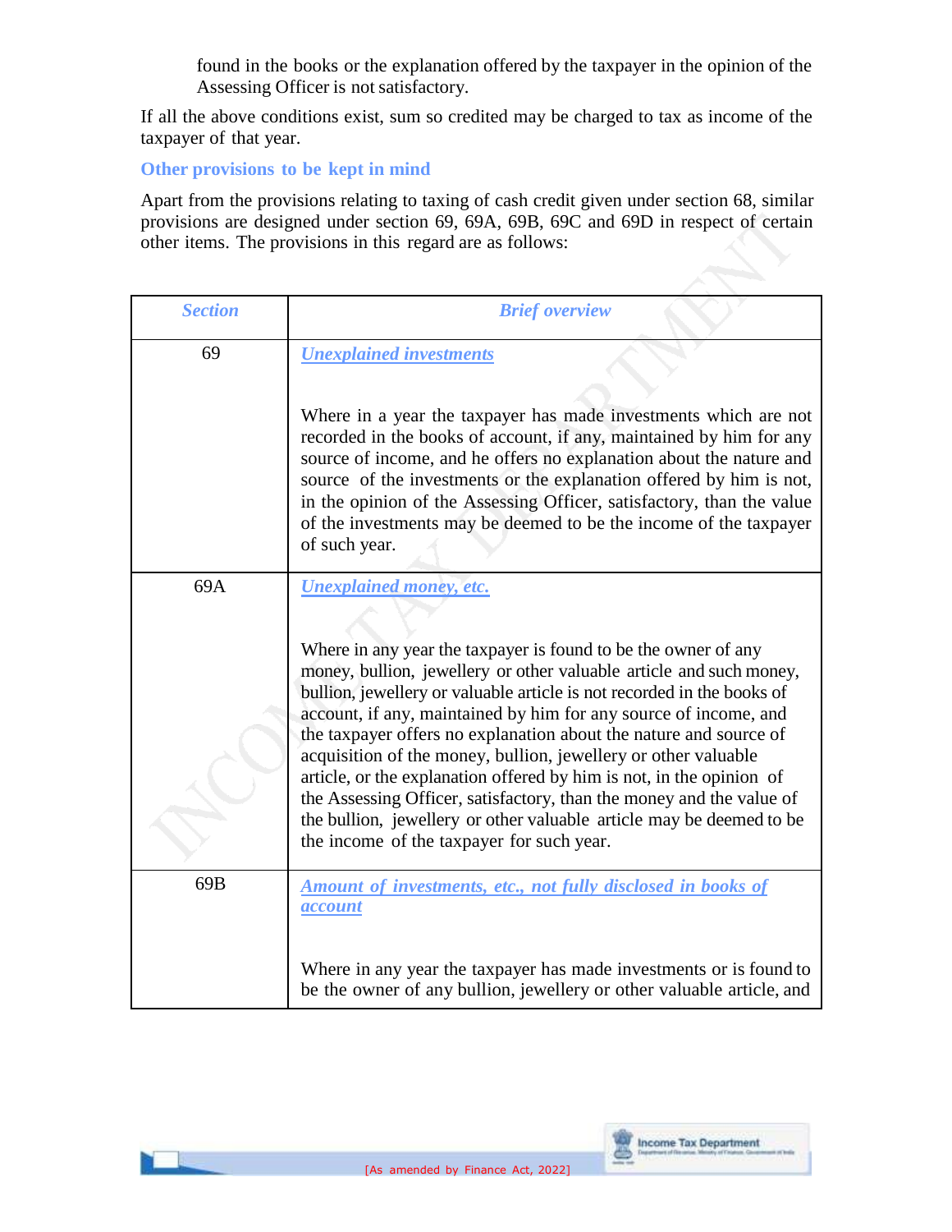found in the books or the explanation offered by the taxpayer in the opinion of the Assessing Officer is not satisfactory.

If all the above conditions exist, sum so credited may be charged to tax as income of the taxpayer of that year.

### Other provisions to be kept in mind

Apart from the provisions relating to taxing of cash credit given under section 68, similar provisions are designed under section 69, 69A, 69B, 69C and 69D in respect of certain other items. The provisions in this regard are as follows:

| *Section* | *Brief overview* |
|---|---|
| 69 | ***Unexplained investments***<br><br>Where in a year the taxpayer has made investments which are not recorded in the books of account, if any, maintained by him for any source of income, and he offers no explanation about the nature and source of the investments or the explanation offered by him is not, in the opinion of the Assessing Officer, satisfactory, than the value of the investments may be deemed to be the income of the taxpayer of such year. |
| 69A | ***Unexplained money, etc.***<br><br>Where in any year the taxpayer is found to be the owner of any money, bullion, jewellery or other valuable article and such money, bullion, jewellery or valuable article is not recorded in the books of account, if any, maintained by him for any source of income, and the taxpayer offers no explanation about the nature and source of acquisition of the money, bullion, jewellery or other valuable article, or the explanation offered by him is not, in the opinion of the Assessing Officer, satisfactory, than the money and the value of the bullion, jewellery or other valuable article may be deemed to be the income of the taxpayer for such year. |
| 69B | ***Amount of investments, etc., not fully disclosed in books of account***<br><br>Where in any year the taxpayer has made investments or is found to be the owner of any bullion, jewellery or other valuable article, and |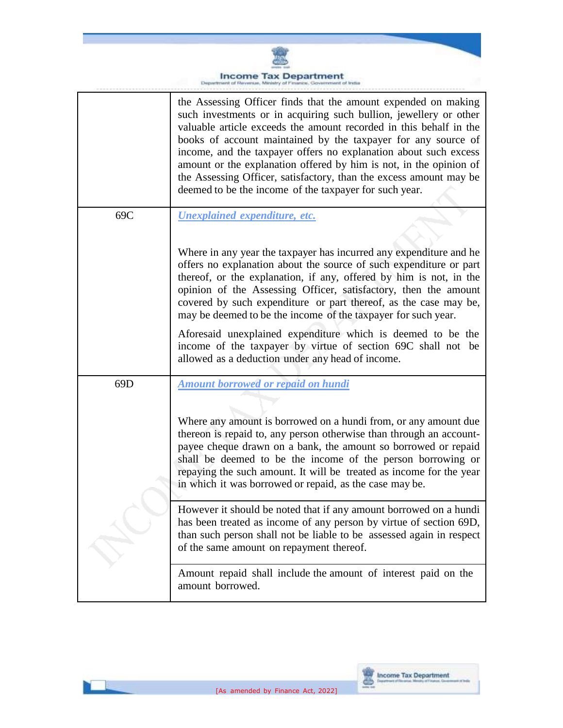| | |
|---|---|
| | the Assessing Officer finds that the amount expended on making such investments or in acquiring such bullion, jewellery or other valuable article exceeds the amount recorded in this behalf in the books of account maintained by the taxpayer for any source of income, and the taxpayer offers no explanation about such excess amount or the explanation offered by him is not, in the opinion of the Assessing Officer, satisfactory, than the excess amount may be deemed to be the income of the taxpayer for such year. |
| 69C | ***Unexplained expenditure, etc.***<br><br>Where in any year the taxpayer has incurred any expenditure and he offers no explanation about the source of such expenditure or part thereof, or the explanation, if any, offered by him is not, in the opinion of the Assessing Officer, satisfactory, then the amount covered by such expenditure or part thereof, as the case may be, may be deemed to be the income of the taxpayer for such year.<br><br>Aforesaid unexplained expenditure which is deemed to be the income of the taxpayer by virtue of section 69C shall not be allowed as a deduction under any head of income. |
| 69D | ***Amount borrowed or repaid on hundi***<br><br>Where any amount is borrowed on a hundi from, or any amount due thereon is repaid to, any person otherwise than through an account-payee cheque drawn on a bank, the amount so borrowed or repaid shall be deemed to be the income of the person borrowing or repaying the such amount. It will be treated as income for the year in which it was borrowed or repaid, as the case may be. |
| | However it should be noted that if any amount borrowed on a hundi has been treated as income of any person by virtue of section 69D, than such person shall not be liable to be assessed again in respect of the same amount on repayment thereof. |
| | Amount repaid shall include the amount of interest paid on the amount borrowed. |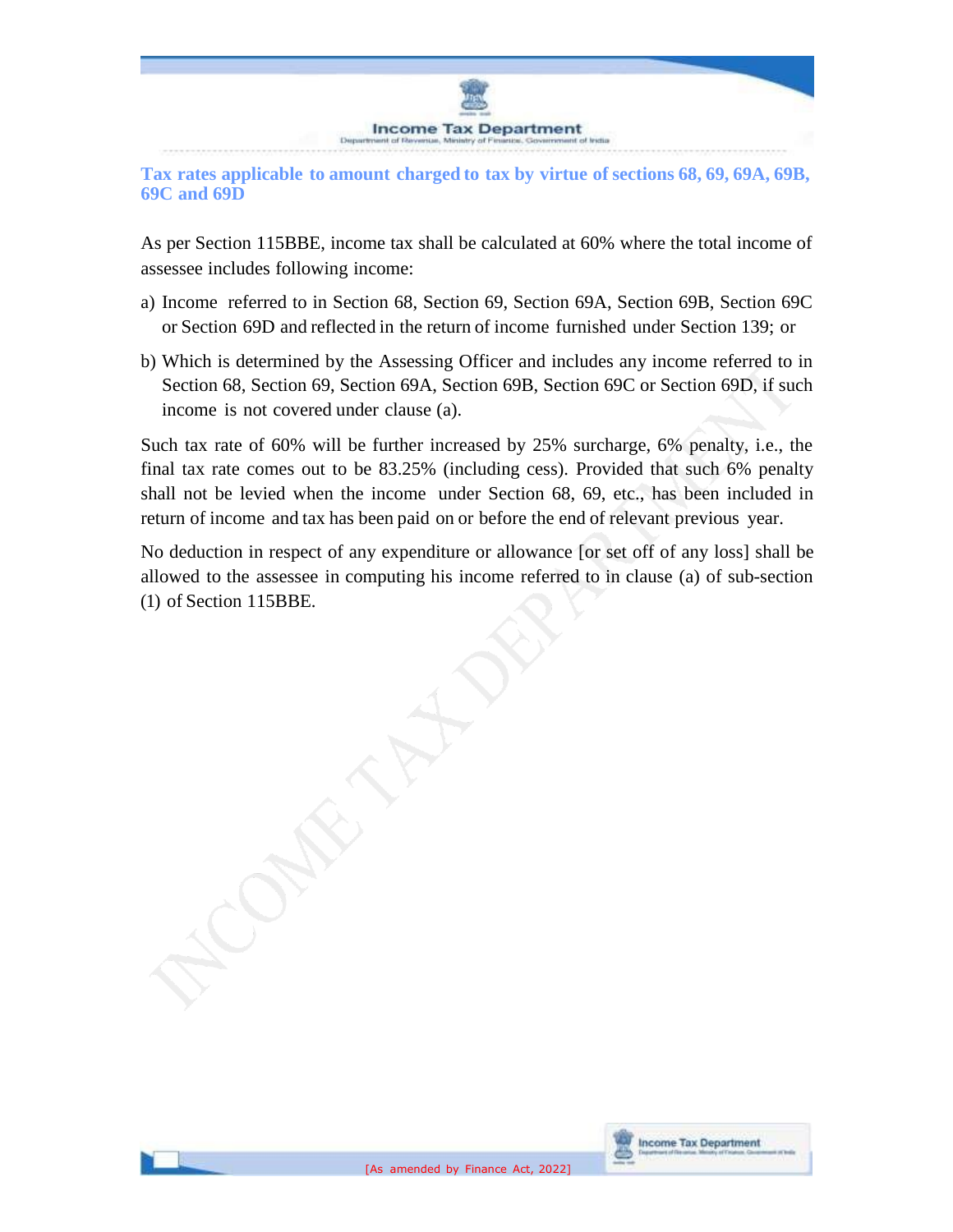## Tax rates applicable to amount charged to tax by virtue of sections 68, 69, 69A, 69B, 69C and 69D

As per Section 115BBE, income tax shall be calculated at 60% where the total income of assessee includes following income:

a) Income referred to in Section 68, Section 69, Section 69A, Section 69B, Section 69C or Section 69D and reflected in the return of income furnished under Section 139; or

b) Which is determined by the Assessing Officer and includes any income referred to in Section 68, Section 69, Section 69A, Section 69B, Section 69C or Section 69D, if such income is not covered under clause (a).

Such tax rate of 60% will be further increased by 25% surcharge, 6% penalty, i.e., the final tax rate comes out to be 83.25% (including cess). Provided that such 6% penalty shall not be levied when the income under Section 68, 69, etc., has been included in return of income and tax has been paid on or before the end of relevant previous year.

No deduction in respect of any expenditure or allowance [or set off of any loss] shall be allowed to the assessee in computing his income referred to in clause (a) of sub-section (1) of Section 115BBE.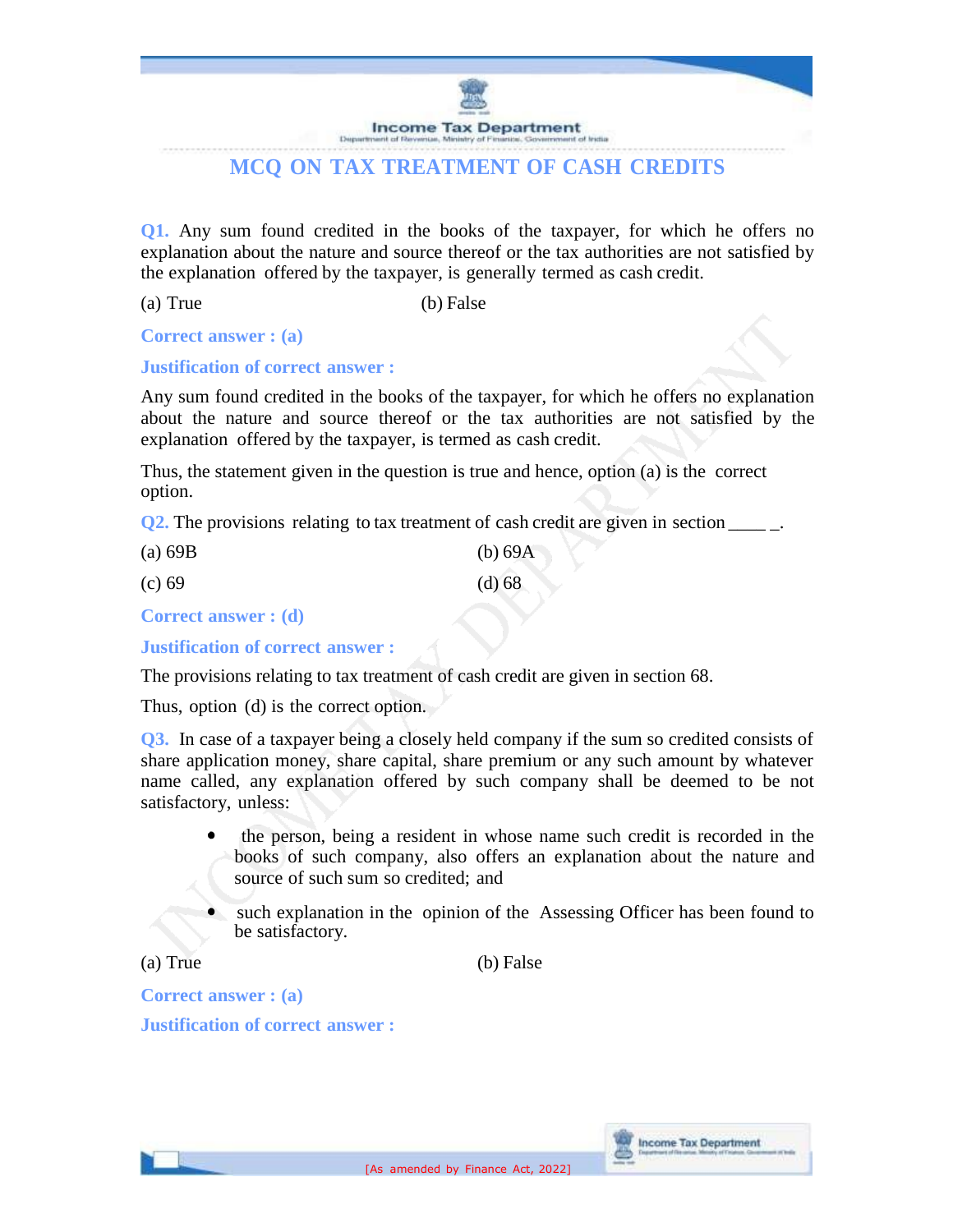# MCQ ON TAX TREATMENT OF CASH CREDITS

**Q1.** Any sum found credited in the books of the taxpayer, for which he offers no explanation about the nature and source thereof or the tax authorities are not satisfied by the explanation offered by the taxpayer, is generally termed as cash credit.

(a) True (b) False

**Correct answer : (a)**

**Justification of correct answer :**

Any sum found credited in the books of the taxpayer, for which he offers no explanation about the nature and source thereof or the tax authorities are not satisfied by the explanation offered by the taxpayer, is termed as cash credit.

Thus, the statement given in the question is true and hence, option (a) is the correct option.

**Q2.** The provisions relating to tax treatment of cash credit are given in section ____ _.

(a) 69B (b) 69A

(c) 69 (d) 68

**Correct answer : (d)**

**Justification of correct answer :**

The provisions relating to tax treatment of cash credit are given in section 68.

Thus, option (d) is the correct option.

**Q3.** In case of a taxpayer being a closely held company if the sum so credited consists of share application money, share capital, share premium or any such amount by whatever name called, any explanation offered by such company shall be deemed to be not satisfactory, unless:

- the person, being a resident in whose name such credit is recorded in the books of such company, also offers an explanation about the nature and source of such sum so credited; and
- such explanation in the opinion of the Assessing Officer has been found to be satisfactory.

(a) True (b) False

**Correct answer : (a)**

**Justification of correct answer :**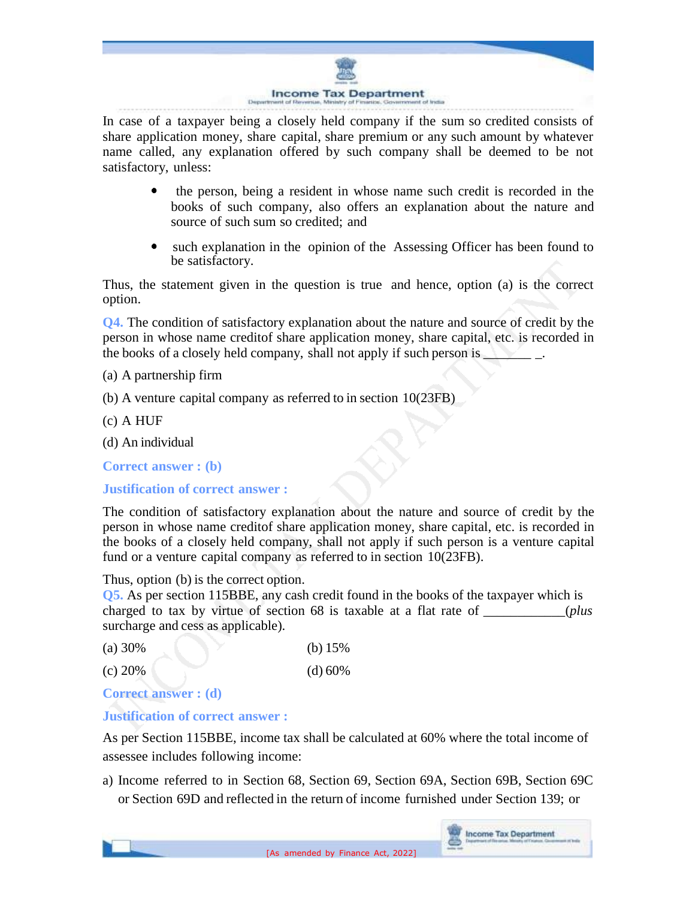In case of a taxpayer being a closely held company if the sum so credited consists of share application money, share capital, share premium or any such amount by whatever name called, any explanation offered by such company shall be deemed to be not satisfactory, unless:

- the person, being a resident in whose name such credit is recorded in the books of such company, also offers an explanation about the nature and source of such sum so credited; and
- such explanation in the opinion of the Assessing Officer has been found to be satisfactory.

Thus, the statement given in the question is true and hence, option (a) is the correct option.

**Q4.** The condition of satisfactory explanation about the nature and source of credit by the person in whose name creditof share application money, share capital, etc. is recorded in the books of a closely held company, shall not apply if such person is ________ _.

(a) A partnership firm

(b) A venture capital company as referred to in section 10(23FB)

(c) A HUF

(d) An individual

**Correct answer : (b)**

**Justification of correct answer :**

The condition of satisfactory explanation about the nature and source of credit by the person in whose name creditof share application money, share capital, etc. is recorded in the books of a closely held company, shall not apply if such person is a venture capital fund or a venture capital company as referred to in section 10(23FB).

Thus, option (b) is the correct option.

**Q5.** As per section 115BBE, any cash credit found in the books of the taxpayer which is charged to tax by virtue of section 68 is taxable at a flat rate of ____________(*plus* surcharge and cess as applicable).

(a) 30% (b) 15%

(c) 20% (d) 60%

**Correct answer : (d)**

**Justification of correct answer :**

As per Section 115BBE, income tax shall be calculated at 60% where the total income of assessee includes following income:

a) Income referred to in Section 68, Section 69, Section 69A, Section 69B, Section 69C or Section 69D and reflected in the return of income furnished under Section 139; or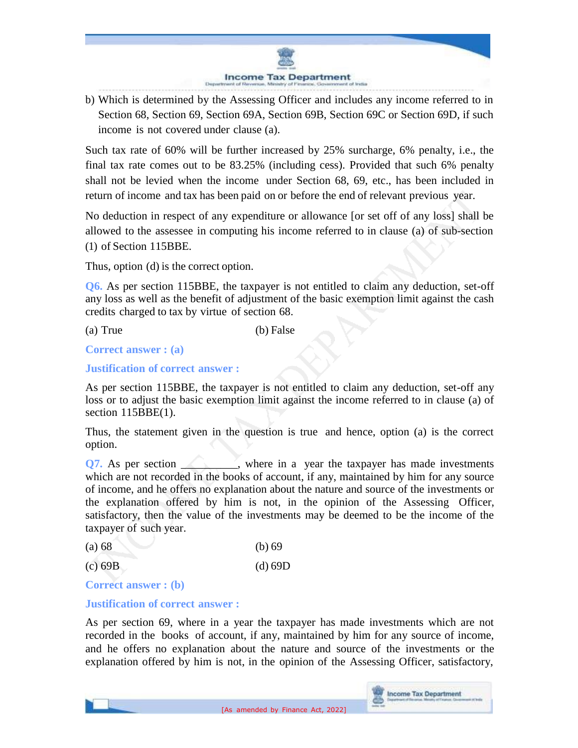b) Which is determined by the Assessing Officer and includes any income referred to in Section 68, Section 69, Section 69A, Section 69B, Section 69C or Section 69D, if such income is not covered under clause (a).

Such tax rate of 60% will be further increased by 25% surcharge, 6% penalty, i.e., the final tax rate comes out to be 83.25% (including cess). Provided that such 6% penalty shall not be levied when the income under Section 68, 69, etc., has been included in return of income and tax has been paid on or before the end of relevant previous year.

No deduction in respect of any expenditure or allowance [or set off of any loss] shall be allowed to the assessee in computing his income referred to in clause (a) of sub-section (1) of Section 115BBE.

Thus, option (d) is the correct option.

**Q6.** As per section 115BBE, the taxpayer is not entitled to claim any deduction, set-off any loss as well as the benefit of adjustment of the basic exemption limit against the cash credits charged to tax by virtue of section 68.

(a) True (b) False

**Correct answer : (a)**

**Justification of correct answer :**

As per section 115BBE, the taxpayer is not entitled to claim any deduction, set-off any loss or to adjust the basic exemption limit against the income referred to in clause (a) of section 115BBE(1).

Thus, the statement given in the question is true and hence, option (a) is the correct option.

**Q7.** As per section __________, where in a year the taxpayer has made investments which are not recorded in the books of account, if any, maintained by him for any source of income, and he offers no explanation about the nature and source of the investments or the explanation offered by him is not, in the opinion of the Assessing Officer, satisfactory, then the value of the investments may be deemed to be the income of the taxpayer of such year.

(a) 68 (b) 69

(c) 69B (d) 69D

**Correct answer : (b)**

**Justification of correct answer :**

As per section 69, where in a year the taxpayer has made investments which are not recorded in the books of account, if any, maintained by him for any source of income, and he offers no explanation about the nature and source of the investments or the explanation offered by him is not, in the opinion of the Assessing Officer, satisfactory,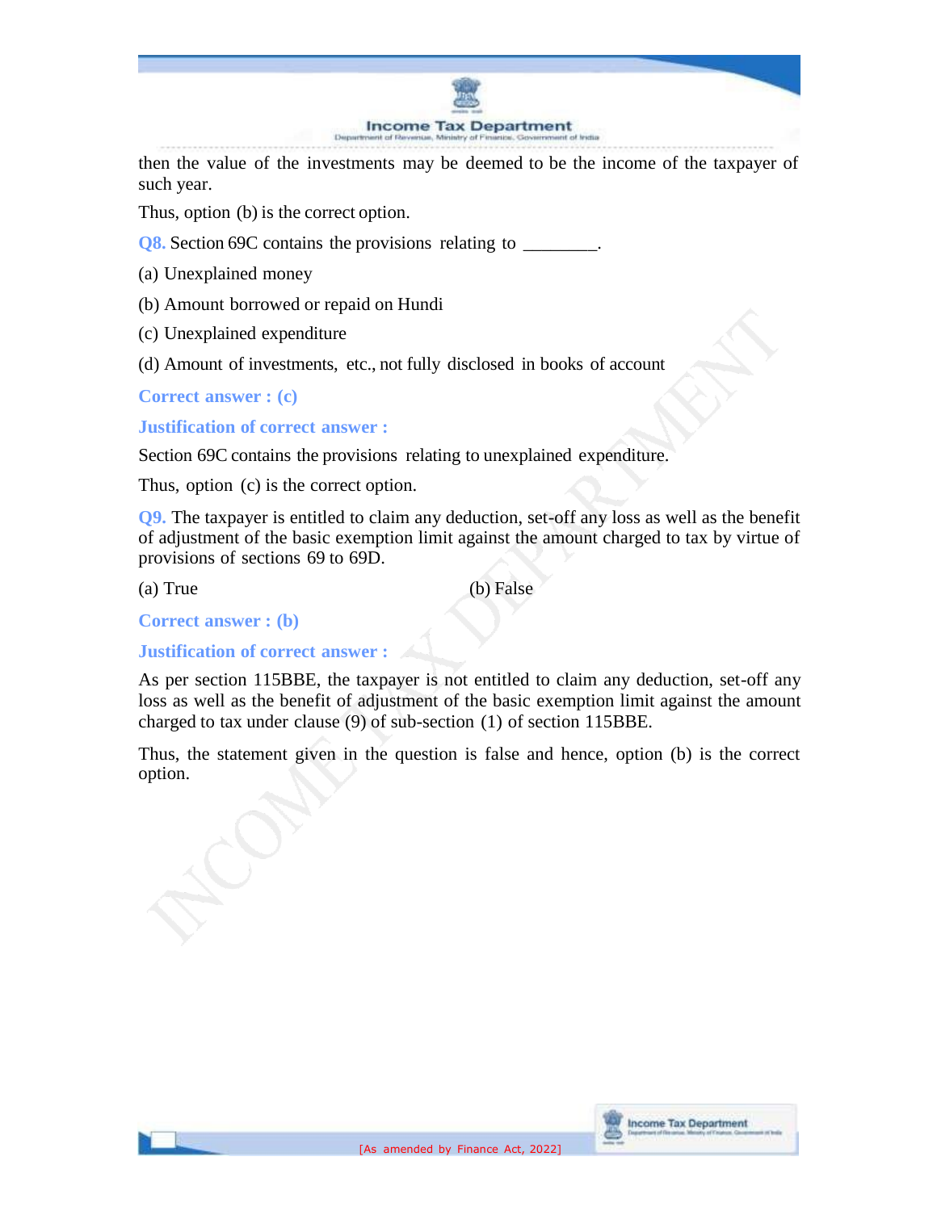then the value of the investments may be deemed to be the income of the taxpayer of such year.

Thus, option (b) is the correct option.

**Q8.** Section 69C contains the provisions relating to ________.

(a) Unexplained money

(b) Amount borrowed or repaid on Hundi

(c) Unexplained expenditure

(d) Amount of investments, etc., not fully disclosed in books of account

**Correct answer : (c)**

**Justification of correct answer :**

Section 69C contains the provisions relating to unexplained expenditure.

Thus, option (c) is the correct option.

**Q9.** The taxpayer is entitled to claim any deduction, set-off any loss as well as the benefit of adjustment of the basic exemption limit against the amount charged to tax by virtue of provisions of sections 69 to 69D.

(a) True

(b) False

**Correct answer : (b)**

**Justification of correct answer :**

As per section 115BBE, the taxpayer is not entitled to claim any deduction, set-off any loss as well as the benefit of adjustment of the basic exemption limit against the amount charged to tax under clause (9) of sub-section (1) of section 115BBE.

Thus, the statement given in the question is false and hence, option (b) is the correct option.